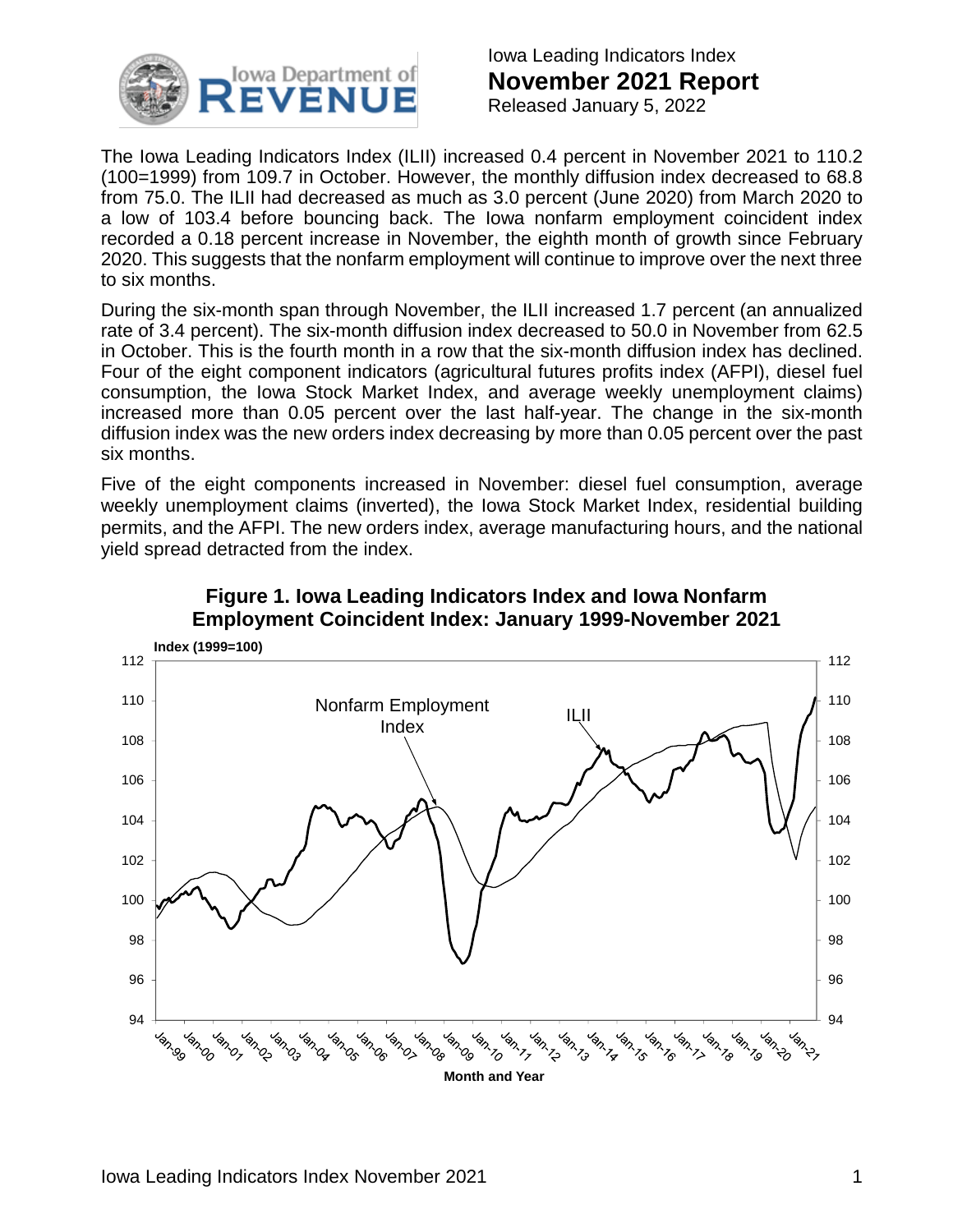Iowa Leading Indicators Index

# November 2021 Report

Released January 5, 2022

The Iowa Leading Indicators Index (ILII) increased 0.4 percent in November 2021 to 110.2 (100=1999) from 109.7 in October. However, the monthly diffusion index decreased to 68.8 from 75.0. The ILII had decreased as much as 3.0 percent (June 2020) from March 2020 to a low of 103.4 before bouncing back. The Iowa nonfarm employment coincident index recorded a 0.18 percent increase in November, the eighth month of growth since February 2020. This suggests that the nonfarm employment will continue to improve over the next three to six months.

During the six-month span through November, the ILII increased 1.7 percent (an annualized rate of 3.4 percent). The six-month diffusion index decreased to 50.0 in November from 62.5 in October. This is the fourth month in a row that the six-month diffusion index has declined. Four of the eight component indicators (agricultural futures profits index (AFPI), diesel fuel consumption, the Iowa Stock Market Index, and average weekly unemployment claims) increased more than 0.05 percent over the last half-year. The change in the six-month diffusion index was the new orders index decreasing by more than 0.05 percent over the past six months.

Five of the eight components increased in November: diesel fuel consumption, average weekly unemployment claims (inverted), the Iowa Stock Market Index, residential building permits, and the AFPI. The new orders index, average manufacturing hours, and the national yield spread detracted from the index.

**Figure 1. Iowa Leading Indicators Index and Iowa Nonfarm Employment Coincident Index: January 1999-November 2021**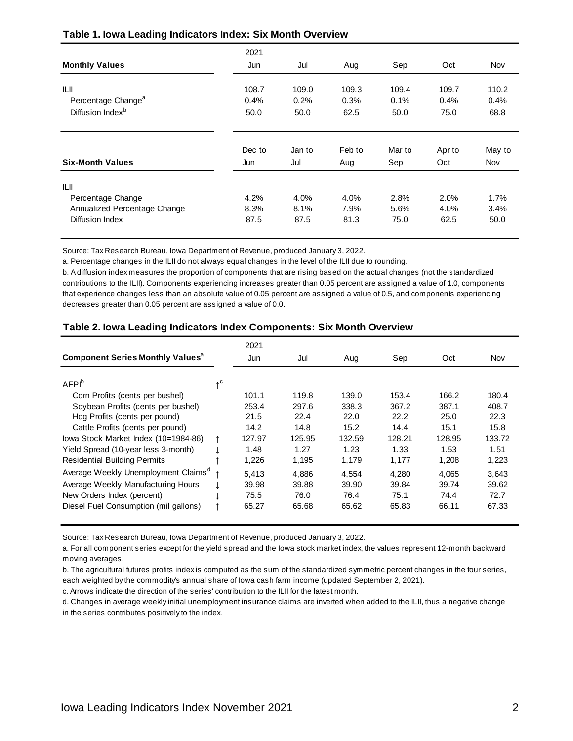## Table 1. Iowa Leading Indicators Index: Six Month Overview

| Monthly Values | 2021 Jun | Jul | Aug | Sep | Oct | Nov |
|---|---|---|---|---|---|---|
| ILII | 108.7 | 109.0 | 109.3 | 109.4 | 109.7 | 110.2 |
| Percentage Change[a] | 0.4% | 0.2% | 0.3% | 0.1% | 0.4% | 0.4% |
| Diffusion Index[b] | 50.0 | 50.0 | 62.5 | 50.0 | 75.0 | 68.8 |

| Six-Month Values | Dec to Jun | Jan to Jul | Feb to Aug | Mar to Sep | Apr to Oct | May to Nov |
|---|---|---|---|---|---|---|
| ILII | | | | | | |
| Percentage Change | 4.2% | 4.0% | 4.0% | 2.8% | 2.0% | 1.7% |
| Annualized Percentage Change | 8.3% | 8.1% | 7.9% | 5.6% | 4.0% | 3.4% |
| Diffusion Index | 87.5 | 87.5 | 81.3 | 75.0 | 62.5 | 50.0 |

Source: Tax Research Bureau, Iowa Department of Revenue, produced January 3, 2022.

a. Percentage changes in the ILII do not always equal changes in the level of the ILII due to rounding.

b. A diffusion index measures the proportion of components that are rising based on the actual changes (not the standardized contributions to the ILII). Components experiencing increases greater than 0.05 percent are assigned a value of 1.0, components that experience changes less than an absolute value of 0.05 percent are assigned a value of 0.5, and components experiencing decreases greater than 0.05 percent are assigned a value of 0.0.

## Table 2. Iowa Leading Indicators Index Components: Six Month Overview

| Component Series Monthly Values[a] | | 2021 Jun | Jul | Aug | Sep | Oct | Nov |
|---|---|---|---|---|---|---|---|
| AFPI[b] | ↑[c] | | | | | | |
| Corn Profits (cents per bushel) | | 101.1 | 119.8 | 139.0 | 153.4 | 166.2 | 180.4 |
| Soybean Profits (cents per bushel) | | 253.4 | 297.6 | 338.3 | 367.2 | 387.1 | 408.7 |
| Hog Profits (cents per pound) | | 21.5 | 22.4 | 22.0 | 22.2 | 25.0 | 22.3 |
| Cattle Profits (cents per pound) | | 14.2 | 14.8 | 15.2 | 14.4 | 15.1 | 15.8 |
| Iowa Stock Market Index (10=1984-86) | ↑ | 127.97 | 125.95 | 132.59 | 128.21 | 128.95 | 133.72 |
| Yield Spread (10-year less 3-month) | ↓ | 1.48 | 1.27 | 1.23 | 1.33 | 1.53 | 1.51 |
| Residential Building Permits | ↑ | 1,226 | 1,195 | 1,179 | 1,177 | 1,208 | 1,223 |
| Average Weekly Unemployment Claims[d] | ↑ | 5,413 | 4,886 | 4,554 | 4,280 | 4,065 | 3,643 |
| Average Weekly Manufacturing Hours | ↓ | 39.98 | 39.88 | 39.90 | 39.84 | 39.74 | 39.62 |
| New Orders Index (percent) | ↓ | 75.5 | 76.0 | 76.4 | 75.1 | 74.4 | 72.7 |
| Diesel Fuel Consumption (mil gallons) | ↑ | 65.27 | 65.68 | 65.62 | 65.83 | 66.11 | 67.33 |

Source: Tax Research Bureau, Iowa Department of Revenue, produced January 3, 2022.

a. For all component series except for the yield spread and the Iowa stock market index, the values represent 12-month backward moving averages.

b. The agricultural futures profits index is computed as the sum of the standardized symmetric percent changes in the four series, each weighted by the commodity's annual share of Iowa cash farm income (updated September 2, 2021).

c. Arrows indicate the direction of the series' contribution to the ILII for the latest month.

d. Changes in average weekly initial unemployment insurance claims are inverted when added to the ILII, thus a negative change in the series contributes positively to the index.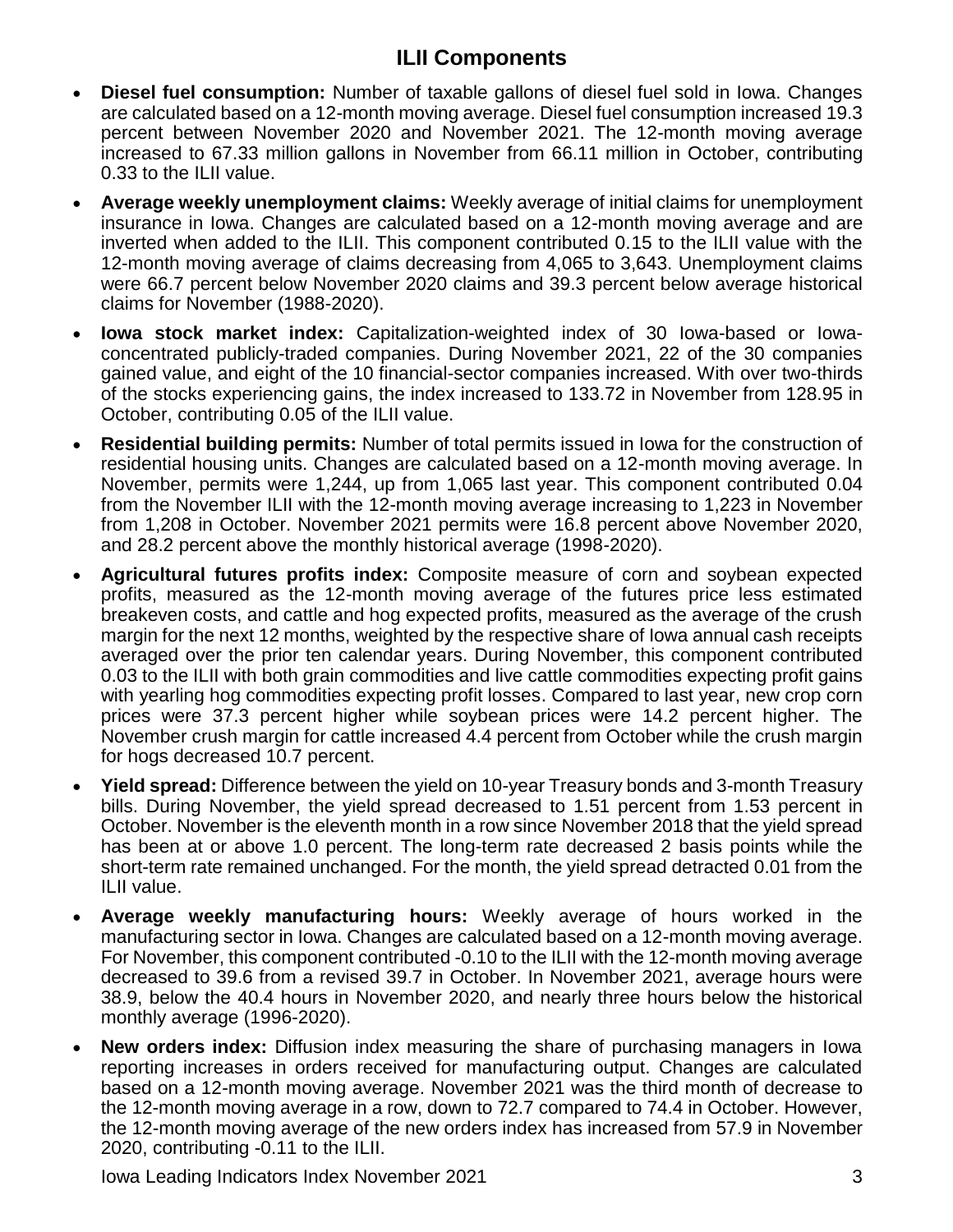## ILII Components

- **Diesel fuel consumption:** Number of taxable gallons of diesel fuel sold in Iowa. Changes are calculated based on a 12-month moving average. Diesel fuel consumption increased 19.3 percent between November 2020 and November 2021. The 12-month moving average increased to 67.33 million gallons in November from 66.11 million in October, contributing 0.33 to the ILII value.
- **Average weekly unemployment claims:** Weekly average of initial claims for unemployment insurance in Iowa. Changes are calculated based on a 12-month moving average and are inverted when added to the ILII. This component contributed 0.15 to the ILII value with the 12-month moving average of claims decreasing from 4,065 to 3,643. Unemployment claims were 66.7 percent below November 2020 claims and 39.3 percent below average historical claims for November (1988-2020).
- **Iowa stock market index:** Capitalization-weighted index of 30 Iowa-based or Iowa-concentrated publicly-traded companies. During November 2021, 22 of the 30 companies gained value, and eight of the 10 financial-sector companies increased. With over two-thirds of the stocks experiencing gains, the index increased to 133.72 in November from 128.95 in October, contributing 0.05 of the ILII value.
- **Residential building permits:** Number of total permits issued in Iowa for the construction of residential housing units. Changes are calculated based on a 12-month moving average. In November, permits were 1,244, up from 1,065 last year. This component contributed 0.04 from the November ILII with the 12-month moving average increasing to 1,223 in November from 1,208 in October. November 2021 permits were 16.8 percent above November 2020, and 28.2 percent above the monthly historical average (1998-2020).
- **Agricultural futures profits index:** Composite measure of corn and soybean expected profits, measured as the 12-month moving average of the futures price less estimated breakeven costs, and cattle and hog expected profits, measured as the average of the crush margin for the next 12 months, weighted by the respective share of Iowa annual cash receipts averaged over the prior ten calendar years. During November, this component contributed 0.03 to the ILII with both grain commodities and live cattle commodities expecting profit gains with yearling hog commodities expecting profit losses. Compared to last year, new crop corn prices were 37.3 percent higher while soybean prices were 14.2 percent higher. The November crush margin for cattle increased 4.4 percent from October while the crush margin for hogs decreased 10.7 percent.
- **Yield spread:** Difference between the yield on 10-year Treasury bonds and 3-month Treasury bills. During November, the yield spread decreased to 1.51 percent from 1.53 percent in October. November is the eleventh month in a row since November 2018 that the yield spread has been at or above 1.0 percent. The long-term rate decreased 2 basis points while the short-term rate remained unchanged. For the month, the yield spread detracted 0.01 from the ILII value.
- **Average weekly manufacturing hours:** Weekly average of hours worked in the manufacturing sector in Iowa. Changes are calculated based on a 12-month moving average. For November, this component contributed -0.10 to the ILII with the 12-month moving average decreased to 39.6 from a revised 39.7 in October. In November 2021, average hours were 38.9, below the 40.4 hours in November 2020, and nearly three hours below the historical monthly average (1996-2020).
- **New orders index:** Diffusion index measuring the share of purchasing managers in Iowa reporting increases in orders received for manufacturing output. Changes are calculated based on a 12-month moving average. November 2021 was the third month of decrease to the 12-month moving average in a row, down to 72.7 compared to 74.4 in October. However, the 12-month moving average of the new orders index has increased from 57.9 in November 2020, contributing -0.11 to the ILII.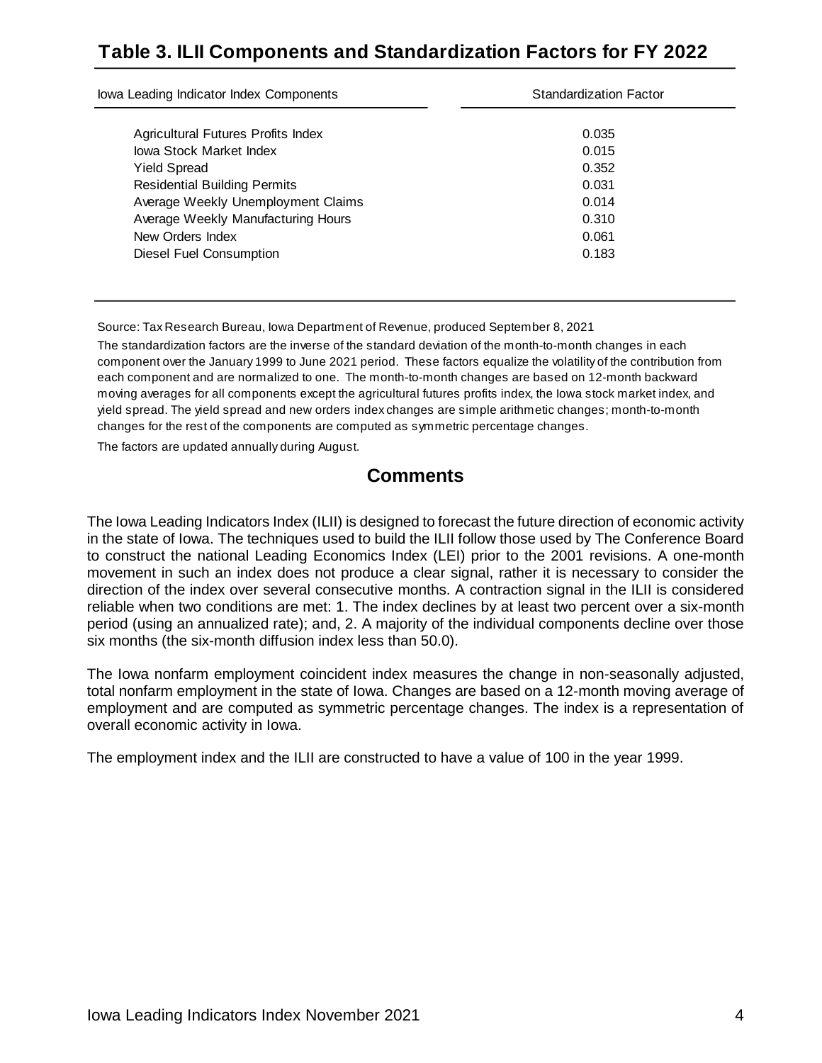## Table 3. ILII Components and Standardization Factors for FY 2022

| Iowa Leading Indicator Index Components | Standardization Factor |
|---|---|
| Agricultural Futures Profits Index | 0.035 |
| Iowa Stock Market Index | 0.015 |
| Yield Spread | 0.352 |
| Residential Building Permits | 0.031 |
| Average Weekly Unemployment Claims | 0.014 |
| Average Weekly Manufacturing Hours | 0.310 |
| New Orders Index | 0.061 |
| Diesel Fuel Consumption | 0.183 |

Source: Tax Research Bureau, Iowa Department of Revenue, produced September 8, 2021

The standardization factors are the inverse of the standard deviation of the month-to-month changes in each component over the January 1999 to June 2021 period. These factors equalize the volatility of the contribution from each component and are normalized to one. The month-to-month changes are based on 12-month backward moving averages for all components except the agricultural futures profits index, the Iowa stock market index, and yield spread. The yield spread and new orders index changes are simple arithmetic changes; month-to-month changes for the rest of the components are computed as symmetric percentage changes.

The factors are updated annually during August.

## Comments

The Iowa Leading Indicators Index (ILII) is designed to forecast the future direction of economic activity in the state of Iowa. The techniques used to build the ILII follow those used by The Conference Board to construct the national Leading Economics Index (LEI) prior to the 2001 revisions. A one-month movement in such an index does not produce a clear signal, rather it is necessary to consider the direction of the index over several consecutive months. A contraction signal in the ILII is considered reliable when two conditions are met: 1. The index declines by at least two percent over a six-month period (using an annualized rate); and, 2. A majority of the individual components decline over those six months (the six-month diffusion index less than 50.0).

The Iowa nonfarm employment coincident index measures the change in non-seasonally adjusted, total nonfarm employment in the state of Iowa. Changes are based on a 12-month moving average of employment and are computed as symmetric percentage changes. The index is a representation of overall economic activity in Iowa.

The employment index and the ILII are constructed to have a value of 100 in the year 1999.